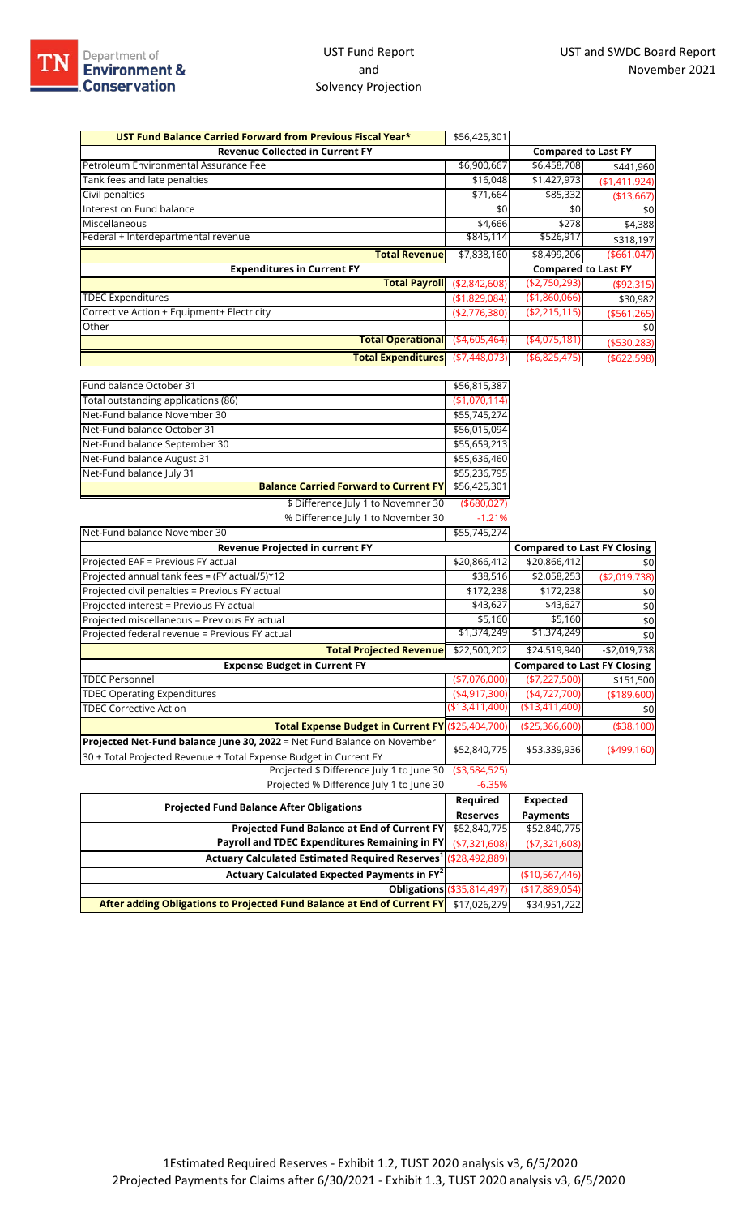TN Department of Environment & Conservation

# UST Fund Report and Solvency Projection

UST and SWDC Board Report
November 2021

| UST Fund Balance Carried Forward from Previous Fiscal Year* | $56,425,301 | | |
|---|---|---|---|
| **Revenue Collected in Current FY** | | **Compared to Last FY** | |
| Petroleum Environmental Assurance Fee | $6,900,667 | $6,458,708 | $441,960 |
| Tank fees and late penalties | $16,048 | $1,427,973 | ($1,411,924) |
| Civil penalties | $71,664 | $85,332 | ($13,667) |
| Interest on Fund balance | $0 | $0 | $0 |
| Miscellaneous | $4,666 | $278 | $4,388 |
| Federal + Interdepartmental revenue | $845,114 | $526,917 | $318,197 |
| **Total Revenue** | $7,838,160 | $8,499,206 | ($661,047) |
| **Expenditures in Current FY** | | **Compared to Last FY** | |
| **Total Payroll** | ($2,842,608) | ($2,750,293) | ($92,315) |
| TDEC Expenditures | ($1,829,084) | ($1,860,066) | $30,982 |
| Corrective Action + Equipment+ Electricity | ($2,776,380) | ($2,215,115) | ($561,265) |
| Other | | | $0 |
| **Total Operational** | ($4,605,464) | ($4,075,181) | ($530,283) |
| **Total Expenditures** | ($7,448,073) | ($6,825,475) | ($622,598) |

| | |
|---|---|
| Fund balance October 31 | $56,815,387 |
| Total outstanding applications (86) | ($1,070,114) |
| Net-Fund balance November 30 | $55,745,274 |
| Net-Fund balance October 31 | $56,015,094 |
| Net-Fund balance September 30 | $55,659,213 |
| Net-Fund balance August 31 | $55,636,460 |
| Net-Fund balance July 31 | $55,236,795 |
| **Balance Carried Forward to Current FY** | $56,425,301 |
| $ Difference July 1 to Novemner 30 | ($680,027) |
| % Difference July 1 to November 30 | -1.21% |

| Net-Fund balance November 30 | $55,745,274 | | |
|---|---|---|---|
| **Revenue Projected in current FY** | | **Compared to Last FY Closing** | |
| Projected EAF = Previous FY actual | $20,866,412 | $20,866,412 | $0 |
| Projected annual tank fees = (FY actual/5)*12 | $38,516 | $2,058,253 | ($2,019,738) |
| Projected civil penalties = Previous FY actual | $172,238 | $172,238 | $0 |
| Projected interest = Previous FY actual | $43,627 | $43,627 | $0 |
| Projected miscellaneous = Previous FY actual | $5,160 | $5,160 | $0 |
| Projected federal revenue = Previous FY actual | $1,374,249 | $1,374,249 | $0 |
| **Total Projected Revenue** | $22,500,202 | $24,519,940 | -$2,019,738 |
| **Expense Budget in Current FY** | | **Compared to Last FY Closing** | |
| TDEC Personnel | ($7,076,000) | ($7,227,500) | $151,500 |
| TDEC Operating Expenditures | ($4,917,300) | ($4,727,700) | ($189,600) |
| TDEC Corrective Action | ($13,411,400) | ($13,411,400) | $0 |
| **Total Expense Budget in Current FY** | ($25,404,700) | ($25,366,600) | ($38,100) |
| **Projected Net-Fund balance June 30, 2022** = Net Fund Balance on November 30 + Total Projected Revenue + Total Expense Budget in Current FY | $52,840,775 | $53,339,936 | ($499,160) |
| Projected $ Difference July 1 to June 30 | ($3,584,525) | | |
| Projected % Difference July 1 to June 30 | -6.35% | | |

| **Projected Fund Balance After Obligations** | **Required Reserves** | **Expected Payments** |
|---|---|---|
| **Projected Fund Balance at End of Current FY** | $52,840,775 | $52,840,775 |
| **Payroll and TDEC Expenditures Remaining in FY** | ($7,321,608) | ($7,321,608) |
| **Actuary Calculated Estimated Required Reserves[1]** | ($28,492,889) | |
| **Actuary Calculated Expected Payments in FY[2]** | | ($10,567,446) |
| **Obligations** | ($35,814,497) | ($17,889,054) |
| **After adding Obligations to Projected Fund Balance at End of Current FY** | $17,026,279 | $34,951,722 |

1Estimated Required Reserves - Exhibit 1.2, TUST 2020 analysis v3, 6/5/2020
2Projected Payments for Claims after 6/30/2021 - Exhibit 1.3, TUST 2020 analysis v3, 6/5/2020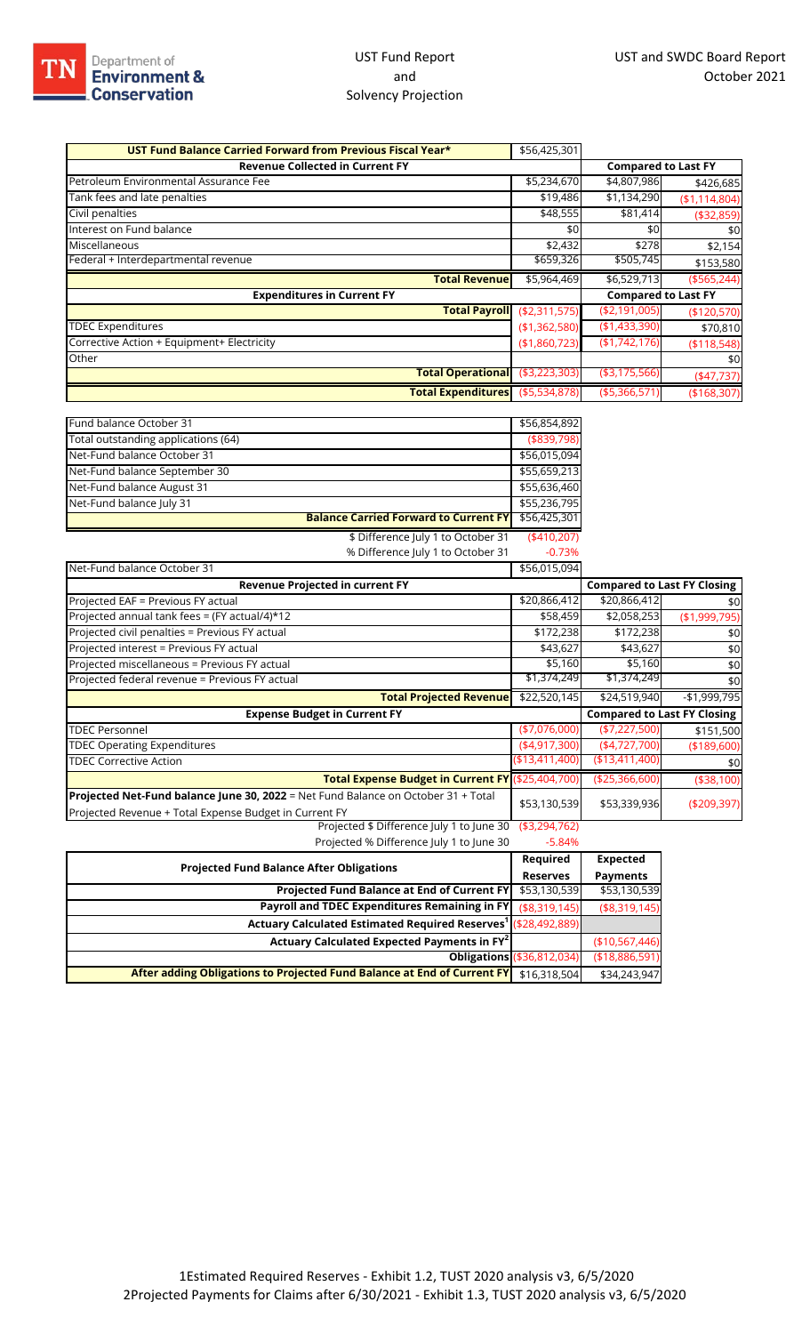# UST Fund Report and Solvency Projection

UST and SWDC Board Report
October 2021

| UST Fund Balance Carried Forward from Previous Fiscal Year* | $56,425,301 | | |
|---|---|---|---|
| **Revenue Collected in Current FY** | | **Compared to Last FY** | |
| Petroleum Environmental Assurance Fee | $5,234,670 | $4,807,986 | $426,685 |
| Tank fees and late penalties | $19,486 | $1,134,290 | ($1,114,804) |
| Civil penalties | $48,555 | $81,414 | ($32,859) |
| Interest on Fund balance | $0 | $0 | $0 |
| Miscellaneous | $2,432 | $278 | $2,154 |
| Federal + Interdepartmental revenue | $659,326 | $505,745 | $153,580 |
| **Total Revenue** | $5,964,469 | $6,529,713 | ($565,244) |
| **Expenditures in Current FY** | | **Compared to Last FY** | |
| **Total Payroll** | ($2,311,575) | ($2,191,005) | ($120,570) |
| TDEC Expenditures | ($1,362,580) | ($1,433,390) | $70,810 |
| Corrective Action + Equipment+ Electricity | ($1,860,723) | ($1,742,176) | ($118,548) |
| Other | | | $0 |
| **Total Operational** | ($3,223,303) | ($3,175,566) | ($47,737) |
| **Total Expenditures** | ($5,534,878) | ($5,366,571) | ($168,307) |

| | |
|---|---|
| Fund balance October 31 | $56,854,892 |
| Total outstanding applications (64) | ($839,798) |
| Net-Fund balance October 31 | $56,015,094 |
| Net-Fund balance September 30 | $55,659,213 |
| Net-Fund balance August 31 | $55,636,460 |
| Net-Fund balance July 31 | $55,236,795 |
| **Balance Carried Forward to Current FY** | $56,425,301 |
| $ Difference July 1 to October 31 | ($410,207) |
| % Difference July 1 to October 31 | -0.73% |

| Net-Fund balance October 31 | $56,015,094 | | |
|---|---|---|---|
| **Revenue Projected in current FY** | | **Compared to Last FY Closing** | |
| Projected EAF = Previous FY actual | $20,866,412 | $20,866,412 | $0 |
| Projected annual tank fees = (FY actual/4)*12 | $58,459 | $2,058,253 | ($1,999,795) |
| Projected civil penalties = Previous FY actual | $172,238 | $172,238 | $0 |
| Projected interest = Previous FY actual | $43,627 | $43,627 | $0 |
| Projected miscellaneous = Previous FY actual | $5,160 | $5,160 | $0 |
| Projected federal revenue = Previous FY actual | $1,374,249 | $1,374,249 | $0 |
| **Total Projected Revenue** | $22,520,145 | $24,519,940 | -$1,999,795 |
| **Expense Budget in Current FY** | | **Compared to Last FY Closing** | |
| TDEC Personnel | ($7,076,000) | ($7,227,500) | $151,500 |
| TDEC Operating Expenditures | ($4,917,300) | ($4,727,700) | ($189,600) |
| TDEC Corrective Action | ($13,411,400) | ($13,411,400) | $0 |
| **Total Expense Budget in Current FY** | ($25,404,700) | ($25,366,600) | ($38,100) |
| **Projected Net-Fund balance June 30, 2022** = Net Fund Balance on October 31 + Total Projected Revenue + Total Expense Budget in Current FY | $53,130,539 | $53,339,936 | ($209,397) |
| Projected $ Difference July 1 to June 30 | ($3,294,762) | | |
| Projected % Difference July 1 to June 30 | -5.84% | | |

| **Projected Fund Balance After Obligations** | **Required Reserves** | **Expected Payments** |
|---|---|---|
| **Projected Fund Balance at End of Current FY** | $53,130,539 | $53,130,539 |
| **Payroll and TDEC Expenditures Remaining in FY** | ($8,319,145) | ($8,319,145) |
| **Actuary Calculated Estimated Required Reserves[1]** | ($28,492,889) | |
| **Actuary Calculated Expected Payments in FY[2]** | | ($10,567,446) |
| **Obligations** | ($36,812,034) | ($18,886,591) |
| **After adding Obligations to Projected Fund Balance at End of Current FY** | $16,318,504 | $34,243,947 |

1Estimated Required Reserves - Exhibit 1.2, TUST 2020 analysis v3, 6/5/2020
2Projected Payments for Claims after 6/30/2021 - Exhibit 1.3, TUST 2020 analysis v3, 6/5/2020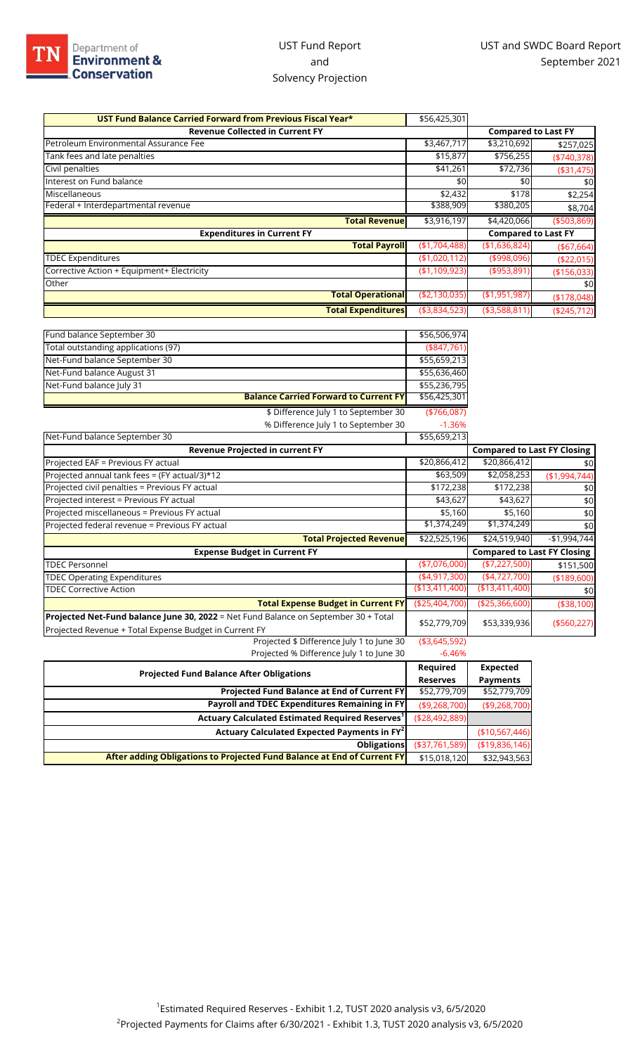Department of Environment & Conservation

# UST Fund Report and Solvency Projection

UST and SWDC Board Report
September 2021

| UST Fund Balance Carried Forward from Previous Fiscal Year* | $56,425,301 | | |
|---|---|---|---|
| **Revenue Collected in Current FY** | | **Compared to Last FY** | |
| Petroleum Environmental Assurance Fee | $3,467,717 | $3,210,692 | $257,025 |
| Tank fees and late penalties | $15,877 | $756,255 | ($740,378) |
| Civil penalties | $41,261 | $72,736 | ($31,475) |
| Interest on Fund balance | $0 | $0 | $0 |
| Miscellaneous | $2,432 | $178 | $2,254 |
| Federal + Interdepartmental revenue | $388,909 | $380,205 | $8,704 |
| **Total Revenue** | $3,916,197 | $4,420,066 | ($503,869) |
| **Expenditures in Current FY** | | **Compared to Last FY** | |
| **Total Payroll** | ($1,704,488) | ($1,636,824) | ($67,664) |
| TDEC Expenditures | ($1,020,112) | ($998,096) | ($22,015) |
| Corrective Action + Equipment+ Electricity | ($1,109,923) | ($953,891) | ($156,033) |
| Other | | | $0 |
| **Total Operational** | ($2,130,035) | ($1,951,987) | ($178,048) |
| **Total Expenditures** | ($3,834,523) | ($3,588,811) | ($245,712) |

| | | | |
|---|---|---|---|
| Fund balance September 30 | $56,506,974 | | |
| Total outstanding applications (97) | ($847,761) | | |
| Net-Fund balance September 30 | $55,659,213 | | |
| Net-Fund balance August 31 | $55,636,460 | | |
| Net-Fund balance July 31 | $55,236,795 | | |
| **Balance Carried Forward to Current FY** | $56,425,301 | | |
| $ Difference July 1 to September 30 | ($766,087) | | |
| % Difference July 1 to September 30 | -1.36% | | |
| Net-Fund balance September 30 | $55,659,213 | | |
| **Revenue Projected in current FY** | | **Compared to Last FY Closing** | |
| Projected EAF = Previous FY actual | $20,866,412 | $20,866,412 | $0 |
| Projected annual tank fees = (FY actual/3)*12 | $63,509 | $2,058,253 | ($1,994,744) |
| Projected civil penalties = Previous FY actual | $172,238 | $172,238 | $0 |
| Projected interest = Previous FY actual | $43,627 | $43,627 | $0 |
| Projected miscellaneous = Previous FY actual | $5,160 | $5,160 | $0 |
| Projected federal revenue = Previous FY actual | $1,374,249 | $1,374,249 | $0 |
| **Total Projected Revenue** | $22,525,196 | $24,519,940 | -$1,994,744 |
| **Expense Budget in Current FY** | | **Compared to Last FY Closing** | |
| TDEC Personnel | ($7,076,000) | ($7,227,500) | $151,500 |
| TDEC Operating Expenditures | ($4,917,300) | ($4,727,700) | ($189,600) |
| TDEC Corrective Action | ($13,411,400) | ($13,411,400) | $0 |
| **Total Expense Budget in Current FY** | ($25,404,700) | ($25,366,600) | ($38,100) |
| **Projected Net-Fund balance June 30, 2022** = Net Fund Balance on September 30 + Total Projected Revenue + Total Expense Budget in Current FY | $52,779,709 | $53,339,936 | ($560,227) |
| Projected $ Difference July 1 to June 30 | ($3,645,592) | | |
| Projected % Difference July 1 to June 30 | -6.46% | | |

| Projected Fund Balance After Obligations | Required Reserves | Expected Payments |
|---|---|---|
| **Projected Fund Balance at End of Current FY** | $52,779,709 | $52,779,709 |
| **Payroll and TDEC Expenditures Remaining in FY** | ($9,268,700) | ($9,268,700) |
| **Actuary Calculated Estimated Required Reserves[1]** | ($28,492,889) | |
| **Actuary Calculated Expected Payments in FY[2]** | | ($10,567,446) |
| **Obligations** | ($37,761,589) | ($19,836,146) |
| **After adding Obligations to Projected Fund Balance at End of Current FY** | $15,018,120 | $32,943,563 |

[1] Estimated Required Reserves - Exhibit 1.2, TUST 2020 analysis v3, 6/5/2020
[2] Projected Payments for Claims after 6/30/2021 - Exhibit 1.3, TUST 2020 analysis v3, 6/5/2020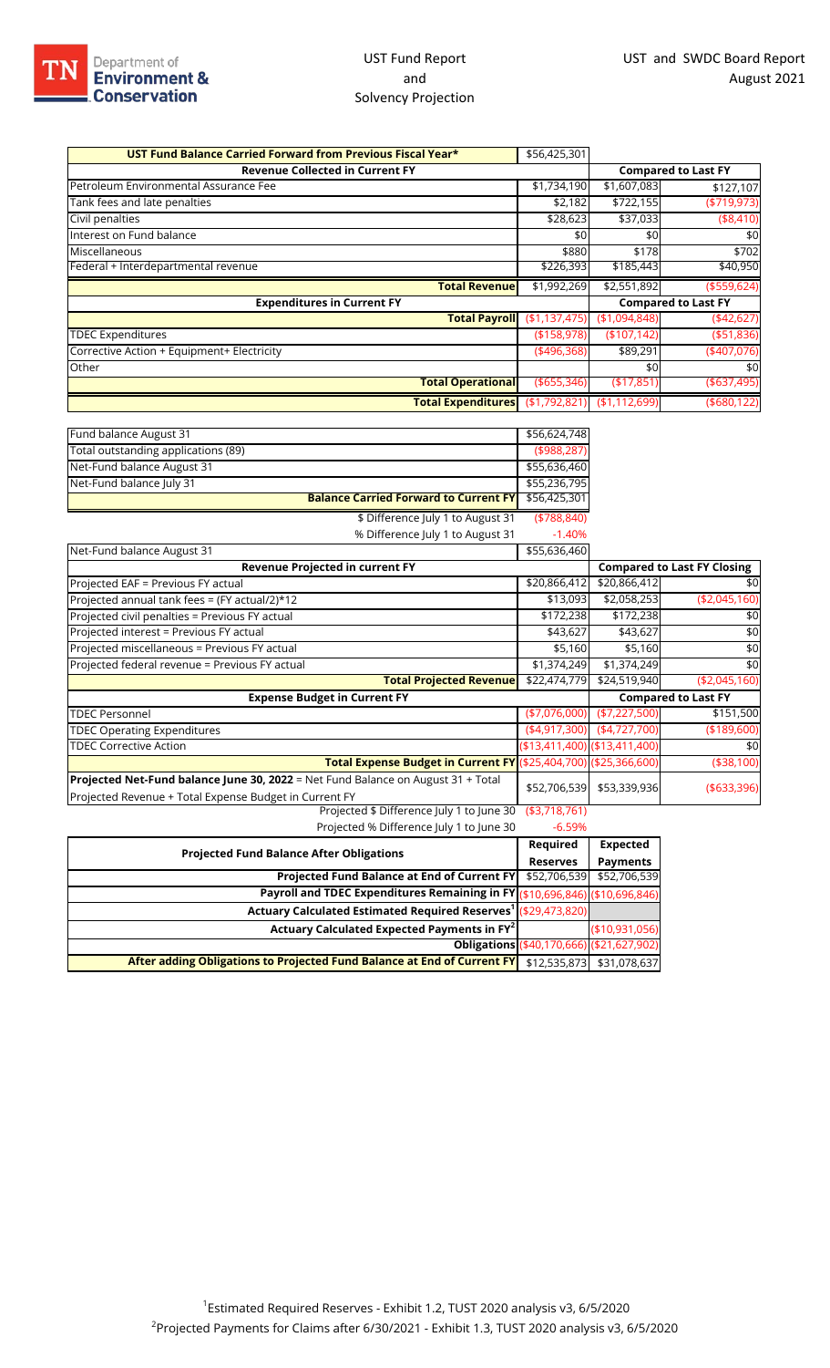Department of Environment & Conservation

# UST Fund Report and Solvency Projection

UST and SWDC Board Report
August 2021

| UST Fund Balance Carried Forward from Previous Fiscal Year* | $56,425,301 | | |
|---|---|---|---|
| **Revenue Collected in Current FY** | | **Compared to Last FY** | |
| Petroleum Environmental Assurance Fee | $1,734,190 | $1,607,083 | $127,107 |
| Tank fees and late penalties | $2,182 | $722,155 | ($719,973) |
| Civil penalties | $28,623 | $37,033 | ($8,410) |
| Interest on Fund balance | $0 | $0 | $0 |
| Miscellaneous | $880 | $178 | $702 |
| Federal + Interdepartmental revenue | $226,393 | $185,443 | $40,950 |
| **Total Revenue** | $1,992,269 | $2,551,892 | ($559,624) |
| **Expenditures in Current FY** | | **Compared to Last FY** | |
| **Total Payroll** | ($1,137,475) | ($1,094,848) | ($42,627) |
| TDEC Expenditures | ($158,978) | ($107,142) | ($51,836) |
| Corrective Action + Equipment+ Electricity | ($496,368) | $89,291 | ($407,076) |
| Other | | $0 | $0 |
| **Total Operational** | ($655,346) | ($17,851) | ($637,495) |
| **Total Expenditures** | ($1,792,821) | ($1,112,699) | ($680,122) |

| | |
|---|---|
| Fund balance August 31 | $56,624,748 |
| Total outstanding applications (89) | ($988,287) |
| Net-Fund balance August 31 | $55,636,460 |
| Net-Fund balance July 31 | $55,236,795 |
| **Balance Carried Forward to Current FY** | $56,425,301 |
| $ Difference July 1 to August 31 | ($788,840) |
| % Difference July 1 to August 31 | -1.40% |

| Net-Fund balance August 31 | $55,636,460 | | |
|---|---|---|---|
| **Revenue Projected in current FY** | | **Compared to Last FY Closing** | |
| Projected EAF = Previous FY actual | $20,866,412 | $20,866,412 | $0 |
| Projected annual tank fees = (FY actual/2)*12 | $13,093 | $2,058,253 | ($2,045,160) |
| Projected civil penalties = Previous FY actual | $172,238 | $172,238 | $0 |
| Projected interest = Previous FY actual | $43,627 | $43,627 | $0 |
| Projected miscellaneous = Previous FY actual | $5,160 | $5,160 | $0 |
| Projected federal revenue = Previous FY actual | $1,374,249 | $1,374,249 | $0 |
| **Total Projected Revenue** | $22,474,779 | $24,519,940 | ($2,045,160) |
| **Expense Budget in Current FY** | | **Compared to Last FY** | |
| TDEC Personnel | ($7,076,000) | ($7,227,500) | $151,500 |
| TDEC Operating Expenditures | ($4,917,300) | ($4,727,700) | ($189,600) |
| TDEC Corrective Action | ($13,411,400) | ($13,411,400) | $0 |
| **Total Expense Budget in Current FY** | ($25,404,700) | ($25,366,600) | ($38,100) |
| **Projected Net-Fund balance June 30, 2022** = Net Fund Balance on August 31 + Total Projected Revenue + Total Expense Budget in Current FY | $52,706,539 | $53,339,936 | ($633,396) |
| Projected $ Difference July 1 to June 30 | ($3,718,761) | | |
| Projected % Difference July 1 to June 30 | -6.59% | | |

| Projected Fund Balance After Obligations | Required Reserves | Expected Payments |
|---|---|---|
| **Projected Fund Balance at End of Current FY** | $52,706,539 | $52,706,539 |
| **Payroll and TDEC Expenditures Remaining in FY** | ($10,696,846) | ($10,696,846) |
| **Actuary Calculated Estimated Required Reserves[1]** | ($29,473,820) | |
| **Actuary Calculated Expected Payments in FY[2]** | | ($10,931,056) |
| **Obligations** | ($40,170,666) | ($21,627,902) |
| **After adding Obligations to Projected Fund Balance at End of Current FY** | $12,535,873 | $31,078,637 |

[1]Estimated Required Reserves - Exhibit 1.2, TUST 2020 analysis v3, 6/5/2020

[2]Projected Payments for Claims after 6/30/2021 - Exhibit 1.3, TUST 2020 analysis v3, 6/5/2020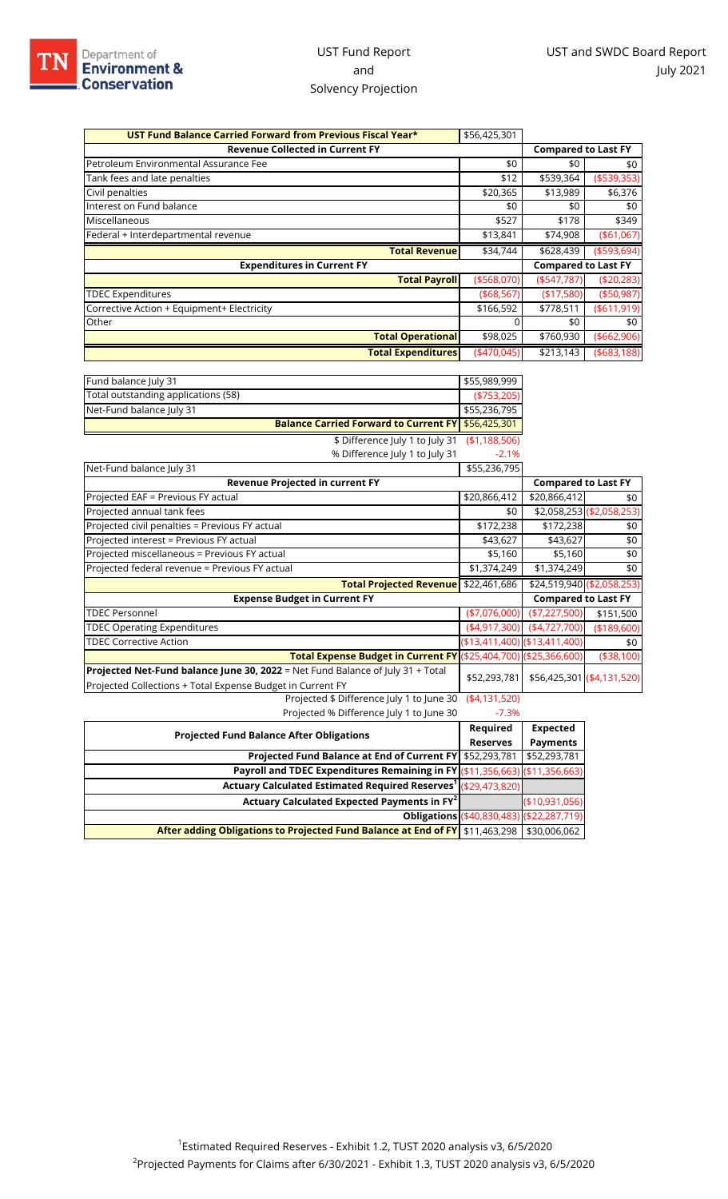TN Department of Environment & Conservation

# UST Fund Report and Solvency Projection

UST and SWDC Board Report
July 2021

| UST Fund Balance Carried Forward from Previous Fiscal Year* | $56,425,301 | | |
|---|---|---|---|
| **Revenue Collected in Current FY** | | **Compared to Last FY** | |
| Petroleum Environmental Assurance Fee | $0 | $0 | $0 |
| Tank fees and late penalties | $12 | $539,364 | ($539,353) |
| Civil penalties | $20,365 | $13,989 | $6,376 |
| Interest on Fund balance | $0 | $0 | $0 |
| Miscellaneous | $527 | $178 | $349 |
| Federal + Interdepartmental revenue | $13,841 | $74,908 | ($61,067) |
| **Total Revenue** | $34,744 | $628,439 | ($593,694) |
| **Expenditures in Current FY** | | **Compared to Last FY** | |
| **Total Payroll** | ($568,070) | ($547,787) | ($20,283) |
| TDEC Expenditures | ($68,567) | ($17,580) | ($50,987) |
| Corrective Action + Equipment+ Electricity | $166,592 | $778,511 | ($611,919) |
| Other | 0 | $0 | $0 |
| **Total Operational** | $98,025 | $760,930 | ($662,906) |
| **Total Expenditures** | ($470,045) | $213,143 | ($683,188) |

| | |
|---|---|
| Fund balance July 31 | $55,989,999 |
| Total outstanding applications (58) | ($753,205) |
| Net-Fund balance July 31 | $55,236,795 |
| **Balance Carried Forward to Current FY** | $56,425,301 |
| $ Difference July 1 to July 31 | ($1,188,506) |
| % Difference July 1 to July 31 | -2.1% |

| Net-Fund balance July 31 | $55,236,795 | | |
|---|---|---|---|
| **Revenue Projected in current FY** | | **Compared to Last FY** | |
| Projected EAF = Previous FY actual | $20,866,412 | $20,866,412 | $0 |
| Projected annual tank fees | $0 | $2,058,253 | ($2,058,253) |
| Projected civil penalties = Previous FY actual | $172,238 | $172,238 | $0 |
| Projected interest = Previous FY actual | $43,627 | $43,627 | $0 |
| Projected miscellaneous = Previous FY actual | $5,160 | $5,160 | $0 |
| Projected federal revenue = Previous FY actual | $1,374,249 | $1,374,249 | $0 |
| **Total Projected Revenue** | $22,461,686 | $24,519,940 | ($2,058,253) |
| **Expense Budget in Current FY** | | **Compared to Last FY** | |
| TDEC Personnel | ($7,076,000) | ($7,227,500) | $151,500 |
| TDEC Operating Expenditures | ($4,917,300) | ($4,727,700) | ($189,600) |
| TDEC Corrective Action | ($13,411,400) | ($13,411,400) | $0 |
| **Total Expense Budget in Current FY** | ($25,404,700) | ($25,366,600) | ($38,100) |
| **Projected Net-Fund balance June 30, 2022** = Net Fund Balance of July 31 + Total Projected Collections + Total Expense Budget in Current FY | $52,293,781 | $56,425,301 | ($4,131,520) |
| Projected $ Difference July 1 to June 30 | ($4,131,520) | | |
| Projected % Difference July 1 to June 30 | -7.3% | | |

| Projected Fund Balance After Obligations | Required Reserves | Expected Payments |
|---|---|---|
| **Projected Fund Balance at End of Current FY** | $52,293,781 | $52,293,781 |
| **Payroll and TDEC Expenditures Remaining in FY** | ($11,356,663) | ($11,356,663) |
| **Actuary Calculated Estimated Required Reserves[1]** | ($29,473,820) | |
| **Actuary Calculated Expected Payments in FY[2]** | | ($10,931,056) |
| **Obligations** | ($40,830,483) | ($22,287,719) |
| **After adding Obligations to Projected Fund Balance at End of FY** | $11,463,298 | $30,006,062 |

[1]Estimated Required Reserves - Exhibit 1.2, TUST 2020 analysis v3, 6/5/2020

[2]Projected Payments for Claims after 6/30/2021 - Exhibit 1.3, TUST 2020 analysis v3, 6/5/2020